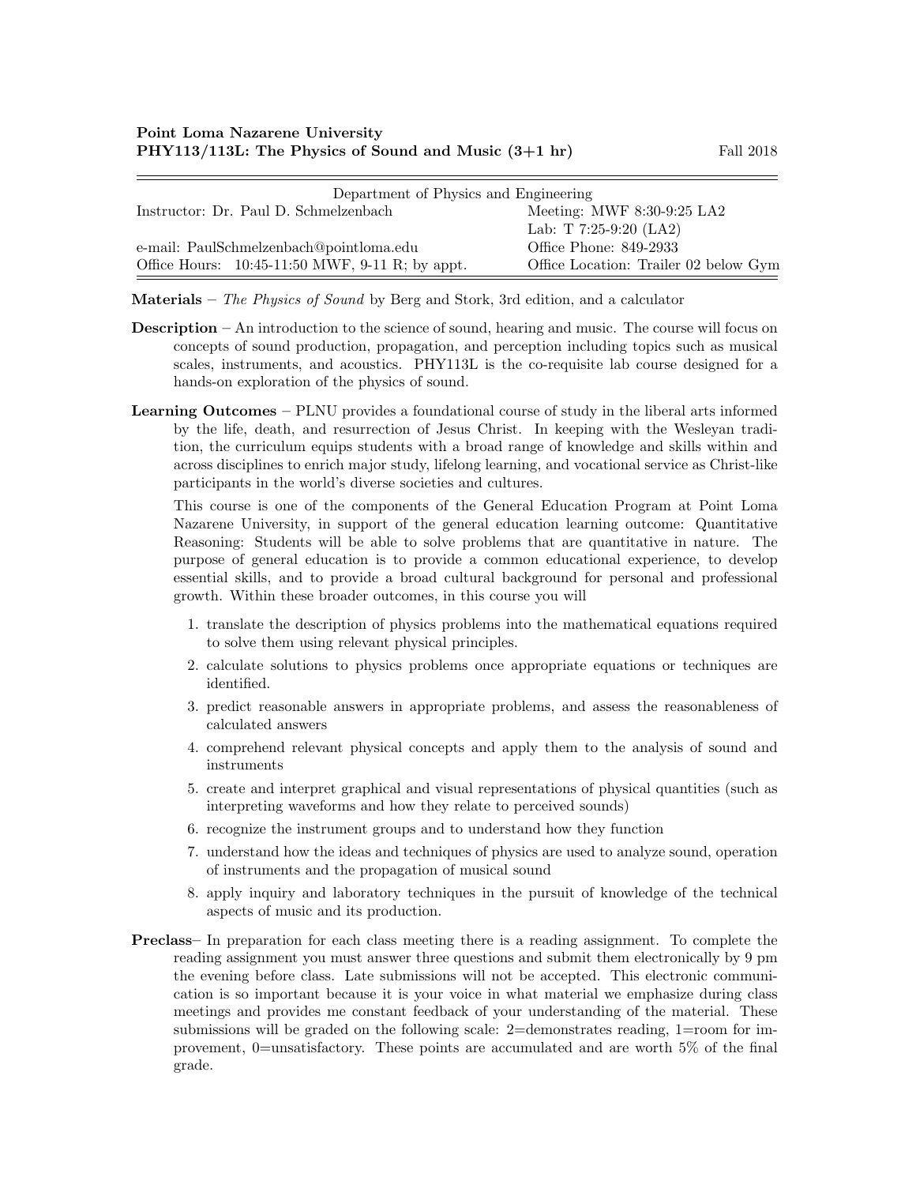**Point Loma Nazarene University**
**PHY113/113L: The Physics of Sound and Music (3+1 hr)** Fall 2018

| Department of Physics and Engineering | |
|---|---|
| Instructor: Dr. Paul D. Schmelzenbach | Meeting: MWF 8:30-9:25 LA2 |
| | Lab: T 7:25-9:20 (LA2) |
| e-mail: PaulSchmelzenbach@pointloma.edu | Office Phone: 849-2933 |
| Office Hours: 10:45-11:50 MWF, 9-11 R; by appt. | Office Location: Trailer 02 below Gym |

**Materials** – *The Physics of Sound* by Berg and Stork, 3rd edition, and a calculator

**Description** – An introduction to the science of sound, hearing and music. The course will focus on concepts of sound production, propagation, and perception including topics such as musical scales, instruments, and acoustics. PHY113L is the co-requisite lab course designed for a hands-on exploration of the physics of sound.

**Learning Outcomes** – PLNU provides a foundational course of study in the liberal arts informed by the life, death, and resurrection of Jesus Christ. In keeping with the Wesleyan tradition, the curriculum equips students with a broad range of knowledge and skills within and across disciplines to enrich major study, lifelong learning, and vocational service as Christ-like participants in the world's diverse societies and cultures.

This course is one of the components of the General Education Program at Point Loma Nazarene University, in support of the general education learning outcome: Quantitative Reasoning: Students will be able to solve problems that are quantitative in nature. The purpose of general education is to provide a common educational experience, to develop essential skills, and to provide a broad cultural background for personal and professional growth. Within these broader outcomes, in this course you will

1. translate the description of physics problems into the mathematical equations required to solve them using relevant physical principles.
2. calculate solutions to physics problems once appropriate equations or techniques are identified.
3. predict reasonable answers in appropriate problems, and assess the reasonableness of calculated answers
4. comprehend relevant physical concepts and apply them to the analysis of sound and instruments
5. create and interpret graphical and visual representations of physical quantities (such as interpreting waveforms and how they relate to perceived sounds)
6. recognize the instrument groups and to understand how they function
7. understand how the ideas and techniques of physics are used to analyze sound, operation of instruments and the propagation of musical sound
8. apply inquiry and laboratory techniques in the pursuit of knowledge of the technical aspects of music and its production.

**Preclass**– In preparation for each class meeting there is a reading assignment. To complete the reading assignment you must answer three questions and submit them electronically by 9 pm the evening before class. Late submissions will not be accepted. This electronic communication is so important because it is your voice in what material we emphasize during class meetings and provides me constant feedback of your understanding of the material. These submissions will be graded on the following scale: 2=demonstrates reading, 1=room for improvement, 0=unsatisfactory. These points are accumulated and are worth 5% of the final grade.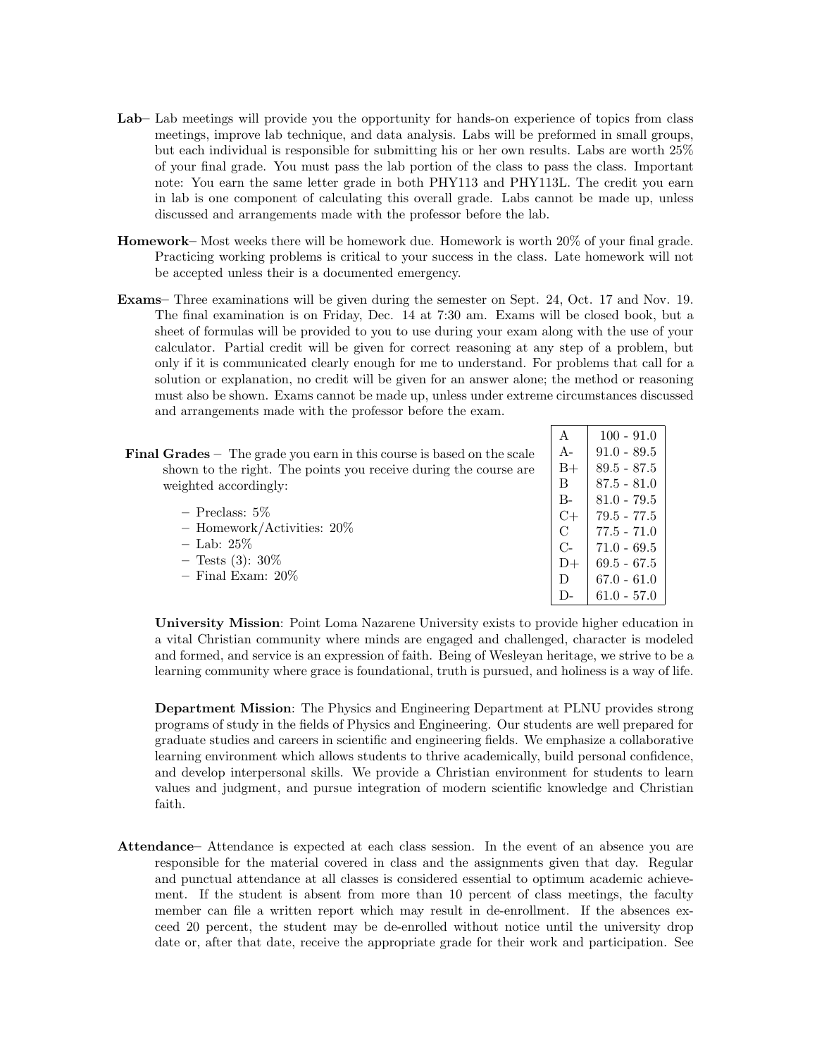**Lab**– Lab meetings will provide you the opportunity for hands-on experience of topics from class meetings, improve lab technique, and data analysis. Labs will be preformed in small groups, but each individual is responsible for submitting his or her own results. Labs are worth 25% of your final grade. You must pass the lab portion of the class to pass the class. Important note: You earn the same letter grade in both PHY113 and PHY113L. The credit you earn in lab is one component of calculating this overall grade. Labs cannot be made up, unless discussed and arrangements made with the professor before the lab.

**Homework**– Most weeks there will be homework due. Homework is worth 20% of your final grade. Practicing working problems is critical to your success in the class. Late homework will not be accepted unless their is a documented emergency.

**Exams**– Three examinations will be given during the semester on Sept. 24, Oct. 17 and Nov. 19. The final examination is on Friday, Dec. 14 at 7:30 am. Exams will be closed book, but a sheet of formulas will be provided to you to use during your exam along with the use of your calculator. Partial credit will be given for correct reasoning at any step of a problem, but only if it is communicated clearly enough for me to understand. For problems that call for a solution or explanation, no credit will be given for an answer alone; the method or reasoning must also be shown. Exams cannot be made up, unless under extreme circumstances discussed and arrangements made with the professor before the exam.

**Final Grades** – The grade you earn in this course is based on the scale shown to the right. The points you receive during the course are weighted accordingly:

- Preclass: 5%
- Homework/Activities: 20%
- Lab: 25%
- Tests (3): 30%
- Final Exam: 20%

| Grade | Range |
|---|---|
| A | 100 - 91.0 |
| A- | 91.0 - 89.5 |
| B+ | 89.5 - 87.5 |
| B | 87.5 - 81.0 |
| B- | 81.0 - 79.5 |
| C+ | 79.5 - 77.5 |
| C | 77.5 - 71.0 |
| C- | 71.0 - 69.5 |
| D+ | 69.5 - 67.5 |
| D | 67.0 - 61.0 |
| D- | 61.0 - 57.0 |

**University Mission**: Point Loma Nazarene University exists to provide higher education in a vital Christian community where minds are engaged and challenged, character is modeled and formed, and service is an expression of faith. Being of Wesleyan heritage, we strive to be a learning community where grace is foundational, truth is pursued, and holiness is a way of life.

**Department Mission**: The Physics and Engineering Department at PLNU provides strong programs of study in the fields of Physics and Engineering. Our students are well prepared for graduate studies and careers in scientific and engineering fields. We emphasize a collaborative learning environment which allows students to thrive academically, build personal confidence, and develop interpersonal skills. We provide a Christian environment for students to learn values and judgment, and pursue integration of modern scientific knowledge and Christian faith.

**Attendance**– Attendance is expected at each class session. In the event of an absence you are responsible for the material covered in class and the assignments given that day. Regular and punctual attendance at all classes is considered essential to optimum academic achievement. If the student is absent from more than 10 percent of class meetings, the faculty member can file a written report which may result in de-enrollment. If the absences exceed 20 percent, the student may be de-enrolled without notice until the university drop date or, after that date, receive the appropriate grade for their work and participation. See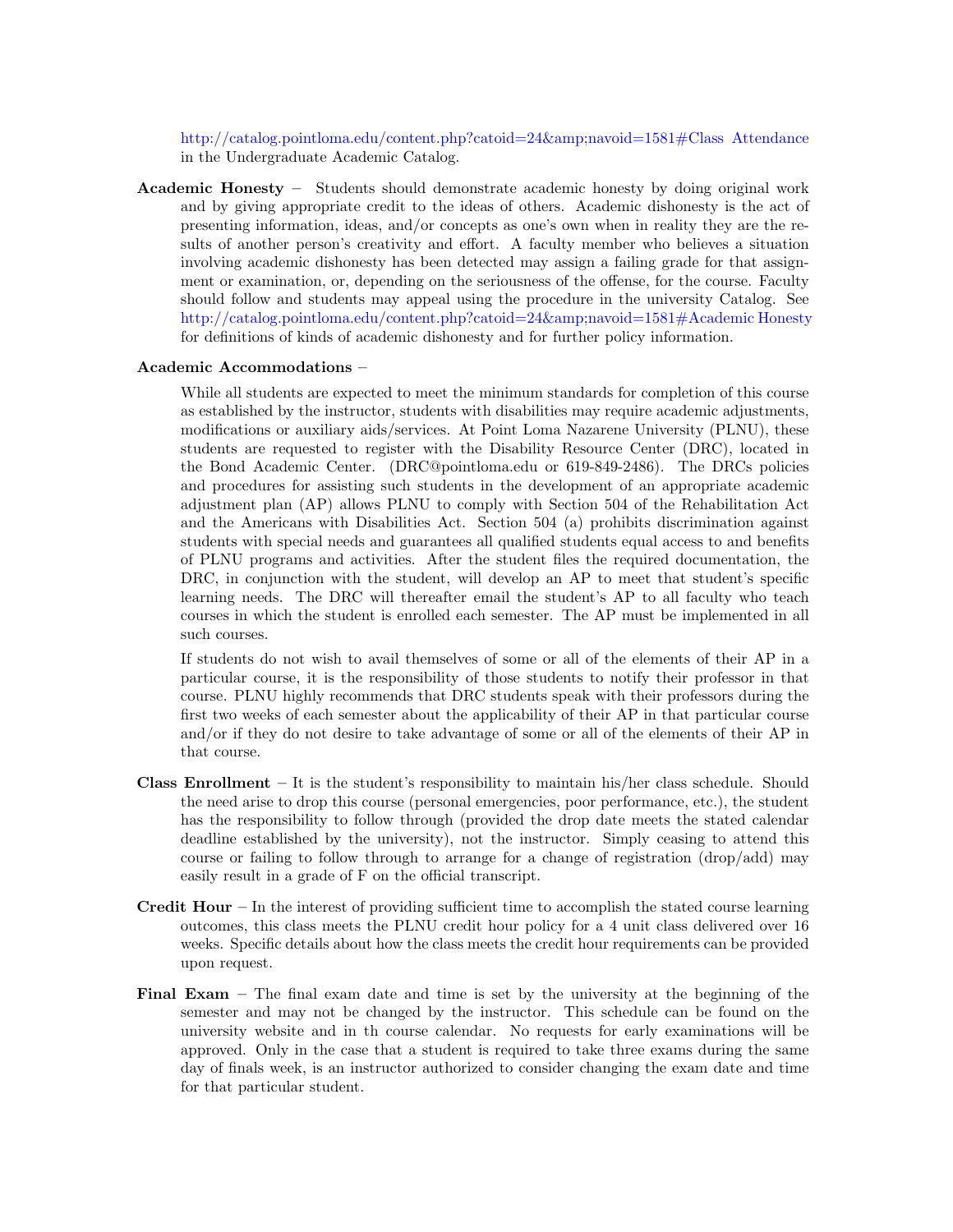http://catalog.pointloma.edu/content.php?catoid=24&amp;navoid=1581#Class Attendance in the Undergraduate Academic Catalog.

**Academic Honesty** – Students should demonstrate academic honesty by doing original work and by giving appropriate credit to the ideas of others. Academic dishonesty is the act of presenting information, ideas, and/or concepts as one's own when in reality they are the results of another person's creativity and effort. A faculty member who believes a situation involving academic dishonesty has been detected may assign a failing grade for that assignment or examination, or, depending on the seriousness of the offense, for the course. Faculty should follow and students may appeal using the procedure in the university Catalog. See http://catalog.pointloma.edu/content.php?catoid=24&amp;navoid=1581#Academic Honesty for definitions of kinds of academic dishonesty and for further policy information.

**Academic Accommodations** –

While all students are expected to meet the minimum standards for completion of this course as established by the instructor, students with disabilities may require academic adjustments, modifications or auxiliary aids/services. At Point Loma Nazarene University (PLNU), these students are requested to register with the Disability Resource Center (DRC), located in the Bond Academic Center. (DRC@pointloma.edu or 619-849-2486). The DRCs policies and procedures for assisting such students in the development of an appropriate academic adjustment plan (AP) allows PLNU to comply with Section 504 of the Rehabilitation Act and the Americans with Disabilities Act. Section 504 (a) prohibits discrimination against students with special needs and guarantees all qualified students equal access to and benefits of PLNU programs and activities. After the student files the required documentation, the DRC, in conjunction with the student, will develop an AP to meet that student's specific learning needs. The DRC will thereafter email the student's AP to all faculty who teach courses in which the student is enrolled each semester. The AP must be implemented in all such courses.

If students do not wish to avail themselves of some or all of the elements of their AP in a particular course, it is the responsibility of those students to notify their professor in that course. PLNU highly recommends that DRC students speak with their professors during the first two weeks of each semester about the applicability of their AP in that particular course and/or if they do not desire to take advantage of some or all of the elements of their AP in that course.

**Class Enrollment** – It is the student's responsibility to maintain his/her class schedule. Should the need arise to drop this course (personal emergencies, poor performance, etc.), the student has the responsibility to follow through (provided the drop date meets the stated calendar deadline established by the university), not the instructor. Simply ceasing to attend this course or failing to follow through to arrange for a change of registration (drop/add) may easily result in a grade of F on the official transcript.

**Credit Hour** – In the interest of providing sufficient time to accomplish the stated course learning outcomes, this class meets the PLNU credit hour policy for a 4 unit class delivered over 16 weeks. Specific details about how the class meets the credit hour requirements can be provided upon request.

**Final Exam** – The final exam date and time is set by the university at the beginning of the semester and may not be changed by the instructor. This schedule can be found on the university website and in th course calendar. No requests for early examinations will be approved. Only in the case that a student is required to take three exams during the same day of finals week, is an instructor authorized to consider changing the exam date and time for that particular student.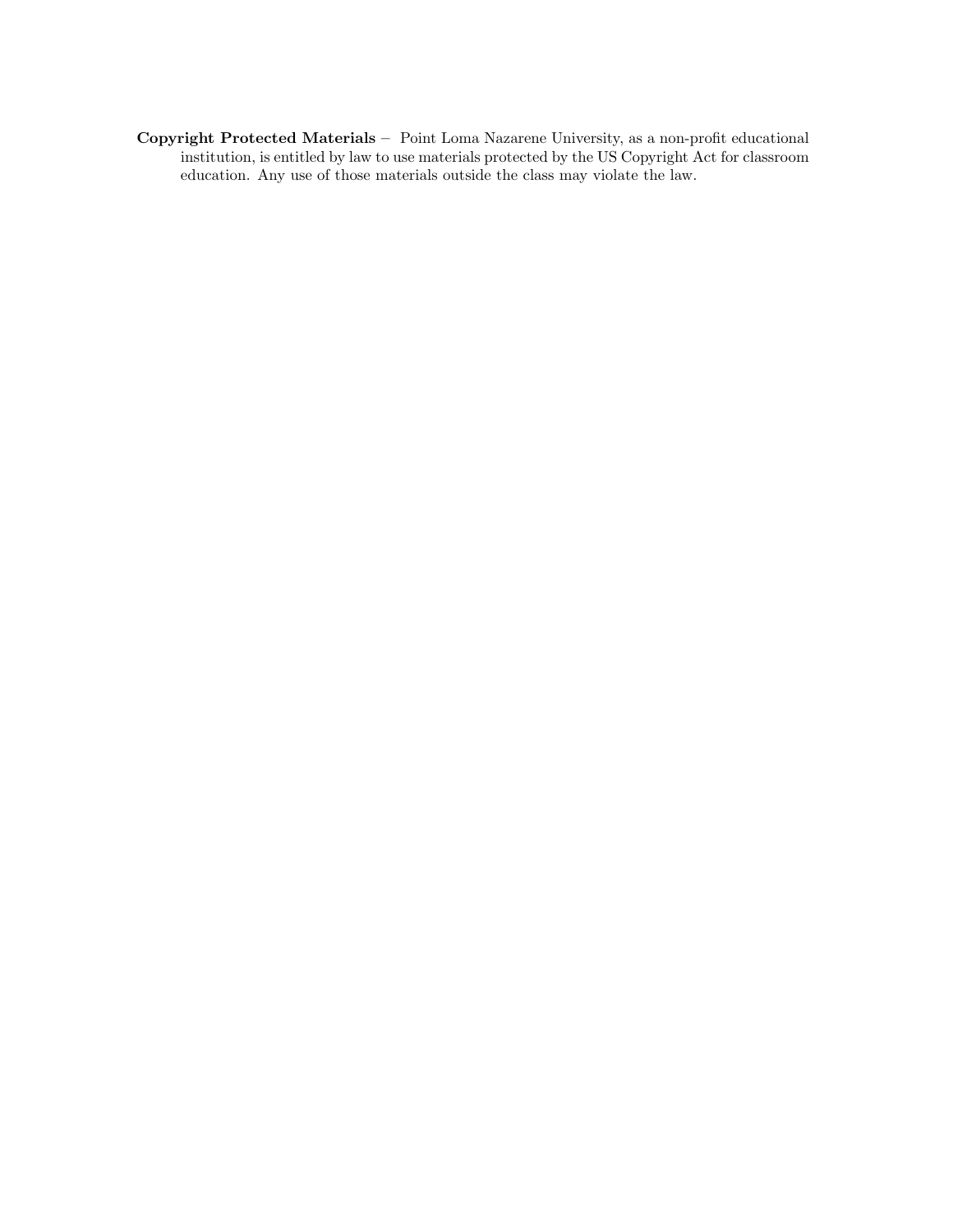**Copyright Protected Materials** – Point Loma Nazarene University, as a non-profit educational institution, is entitled by law to use materials protected by the US Copyright Act for classroom education. Any use of those materials outside the class may violate the law.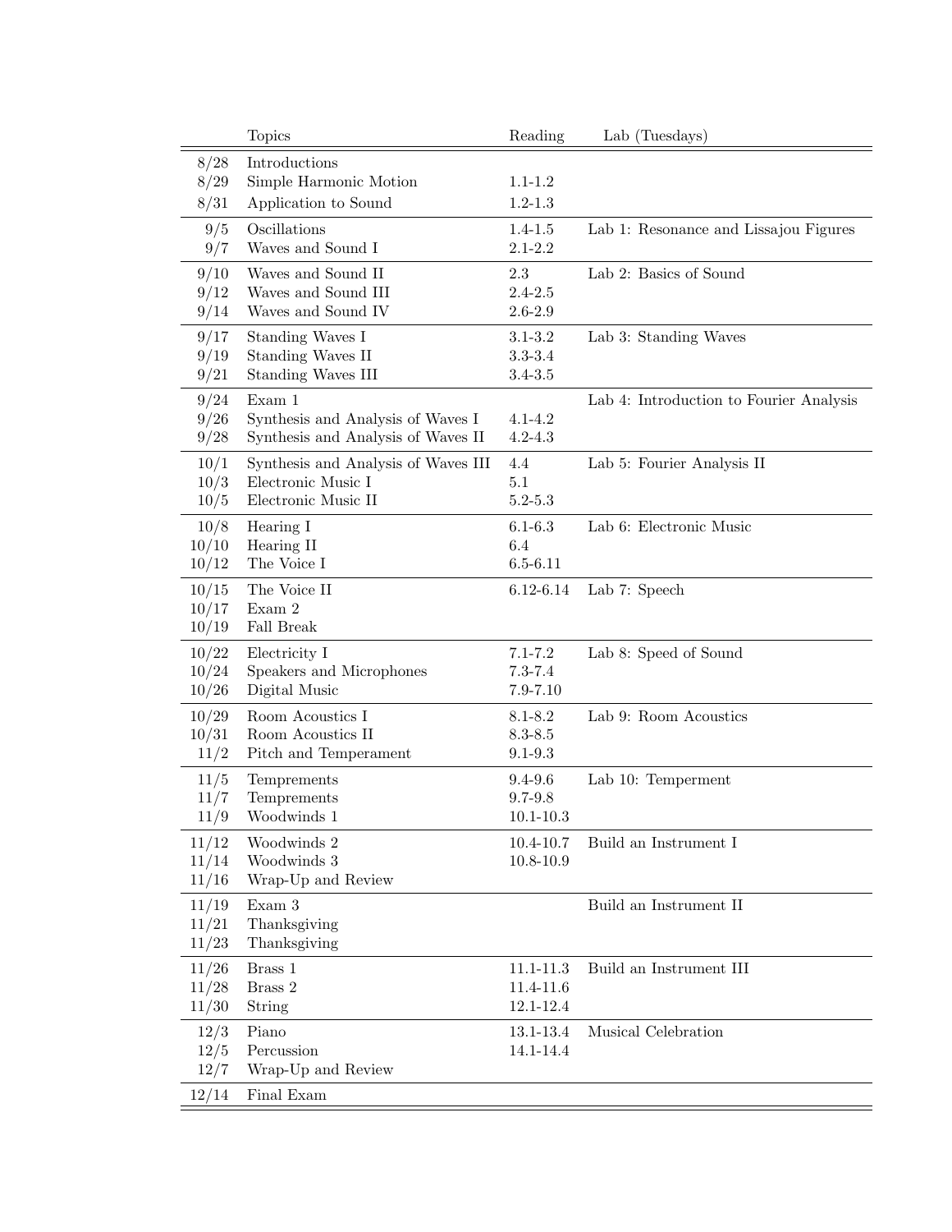| | Topics | Reading | Lab (Tuesdays) |
|---|---|---|---|
| 8/28 | Introductions | | |
| 8/29 | Simple Harmonic Motion | 1.1-1.2 | |
| 8/31 | Application to Sound | 1.2-1.3 | |
| 9/5 | Oscillations | 1.4-1.5 | Lab 1: Resonance and Lissajou Figures |
| 9/7 | Waves and Sound I | 2.1-2.2 | |
| 9/10 | Waves and Sound II | 2.3 | Lab 2: Basics of Sound |
| 9/12 | Waves and Sound III | 2.4-2.5 | |
| 9/14 | Waves and Sound IV | 2.6-2.9 | |
| 9/17 | Standing Waves I | 3.1-3.2 | Lab 3: Standing Waves |
| 9/19 | Standing Waves II | 3.3-3.4 | |
| 9/21 | Standing Waves III | 3.4-3.5 | |
| 9/24 | Exam 1 | | Lab 4: Introduction to Fourier Analysis |
| 9/26 | Synthesis and Analysis of Waves I | 4.1-4.2 | |
| 9/28 | Synthesis and Analysis of Waves II | 4.2-4.3 | |
| 10/1 | Synthesis and Analysis of Waves III | 4.4 | Lab 5: Fourier Analysis II |
| 10/3 | Electronic Music I | 5.1 | |
| 10/5 | Electronic Music II | 5.2-5.3 | |
| 10/8 | Hearing I | 6.1-6.3 | Lab 6: Electronic Music |
| 10/10 | Hearing II | 6.4 | |
| 10/12 | The Voice I | 6.5-6.11 | |
| 10/15 | The Voice II | 6.12-6.14 | Lab 7: Speech |
| 10/17 | Exam 2 | | |
| 10/19 | Fall Break | | |
| 10/22 | Electricity I | 7.1-7.2 | Lab 8: Speed of Sound |
| 10/24 | Speakers and Microphones | 7.3-7.4 | |
| 10/26 | Digital Music | 7.9-7.10 | |
| 10/29 | Room Acoustics I | 8.1-8.2 | Lab 9: Room Acoustics |
| 10/31 | Room Acoustics II | 8.3-8.5 | |
| 11/2 | Pitch and Temperament | 9.1-9.3 | |
| 11/5 | Temprements | 9.4-9.6 | Lab 10: Temperment |
| 11/7 | Temprements | 9.7-9.8 | |
| 11/9 | Woodwinds 1 | 10.1-10.3 | |
| 11/12 | Woodwinds 2 | 10.4-10.7 | Build an Instrument I |
| 11/14 | Woodwinds 3 | 10.8-10.9 | |
| 11/16 | Wrap-Up and Review | | |
| 11/19 | Exam 3 | | Build an Instrument II |
| 11/21 | Thanksgiving | | |
| 11/23 | Thanksgiving | | |
| 11/26 | Brass 1 | 11.1-11.3 | Build an Instrument III |
| 11/28 | Brass 2 | 11.4-11.6 | |
| 11/30 | String | 12.1-12.4 | |
| 12/3 | Piano | 13.1-13.4 | Musical Celebration |
| 12/5 | Percussion | 14.1-14.4 | |
| 12/7 | Wrap-Up and Review | | |
| 12/14 | Final Exam | | |